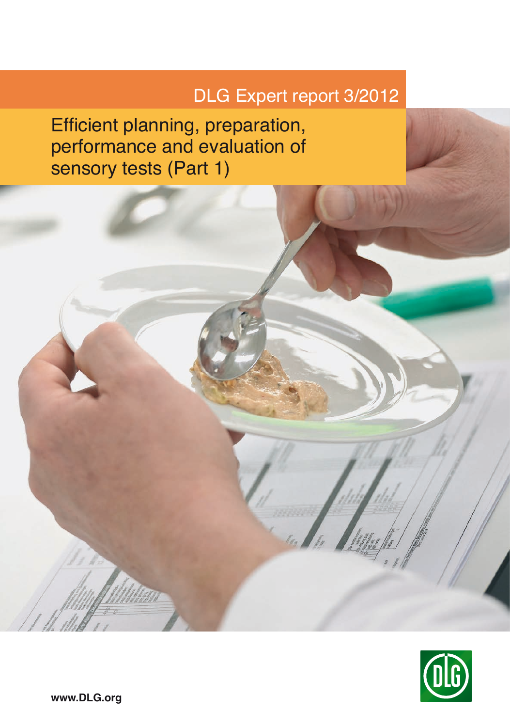DLG Expert report 3/2012

# Efficient planning, preparation, performance and evaluation of sensory tests (Part 1)

**www.DLG.org**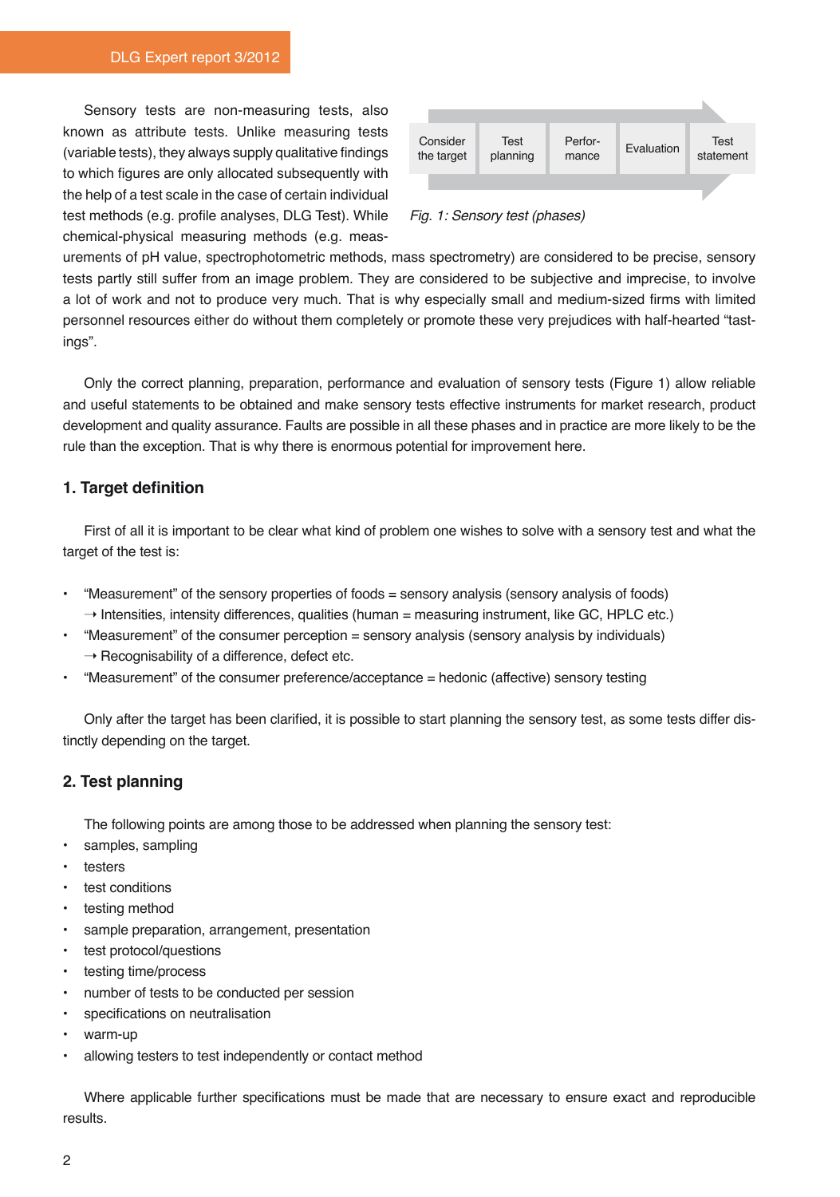Sensory tests are non-measuring tests, also known as attribute tests. Unlike measuring tests (variable tests), they always supply qualitative findings to which figures are only allocated subsequently with the help of a test scale in the case of certain individual test methods (e.g. profile analyses, DLG Test). While chemical-physical measuring methods (e.g. measurements of pH value, spectrophotometric methods, mass spectrometry) are considered to be precise, sensory tests partly still suffer from an image problem. They are considered to be subjective and imprecise, to involve a lot of work and not to produce very much. That is why especially small and medium-sized firms with limited personnel resources either do without them completely or promote these very prejudices with half-hearted "tastings".

| Consider the target | Test planning | Performance | Evaluation | Test statement |
|---|---|---|---|---|

*Fig. 1: Sensory test (phases)*

Only the correct planning, preparation, performance and evaluation of sensory tests (Figure 1) allow reliable and useful statements to be obtained and make sensory tests effective instruments for market research, product development and quality assurance. Faults are possible in all these phases and in practice are more likely to be the rule than the exception. That is why there is enormous potential for improvement here.

## 1. Target definition

First of all it is important to be clear what kind of problem one wishes to solve with a sensory test and what the target of the test is:

- "Measurement" of the sensory properties of foods = sensory analysis (sensory analysis of foods)
  → Intensities, intensity differences, qualities (human = measuring instrument, like GC, HPLC etc.)
- "Measurement" of the consumer perception = sensory analysis (sensory analysis by individuals)
  → Recognisability of a difference, defect etc.
- "Measurement" of the consumer preference/acceptance = hedonic (affective) sensory testing

Only after the target has been clarified, it is possible to start planning the sensory test, as some tests differ distinctly depending on the target.

## 2. Test planning

The following points are among those to be addressed when planning the sensory test:

- samples, sampling
- testers
- test conditions
- testing method
- sample preparation, arrangement, presentation
- test protocol/questions
- testing time/process
- number of tests to be conducted per session
- specifications on neutralisation
- warm-up
- allowing testers to test independently or contact method

Where applicable further specifications must be made that are necessary to ensure exact and reproducible results.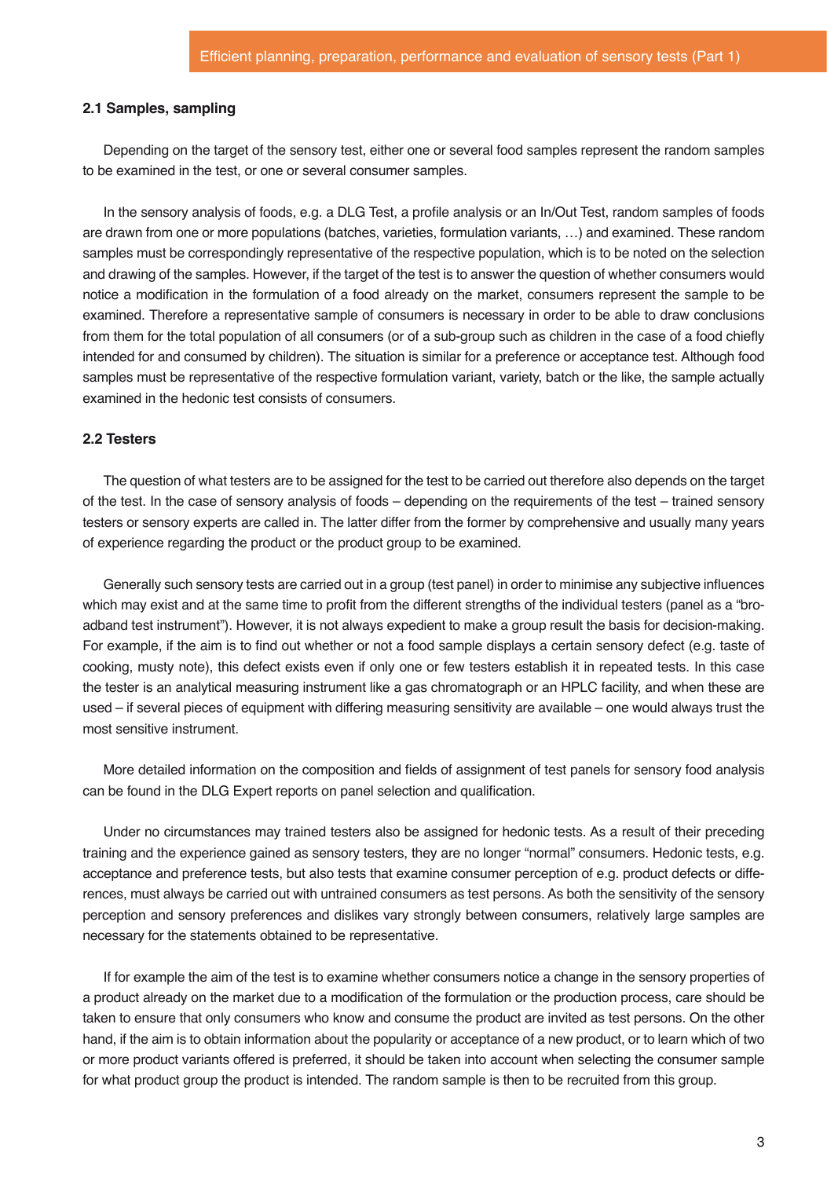### 2.1 Samples, sampling

Depending on the target of the sensory test, either one or several food samples represent the random samples to be examined in the test, or one or several consumer samples.

In the sensory analysis of foods, e.g. a DLG Test, a profile analysis or an In/Out Test, random samples of foods are drawn from one or more populations (batches, varieties, formulation variants, …) and examined. These random samples must be correspondingly representative of the respective population, which is to be noted on the selection and drawing of the samples. However, if the target of the test is to answer the question of whether consumers would notice a modification in the formulation of a food already on the market, consumers represent the sample to be examined. Therefore a representative sample of consumers is necessary in order to be able to draw conclusions from them for the total population of all consumers (or of a sub-group such as children in the case of a food chiefly intended for and consumed by children). The situation is similar for a preference or acceptance test. Although food samples must be representative of the respective formulation variant, variety, batch or the like, the sample actually examined in the hedonic test consists of consumers.

### 2.2 Testers

The question of what testers are to be assigned for the test to be carried out therefore also depends on the target of the test. In the case of sensory analysis of foods – depending on the requirements of the test – trained sensory testers or sensory experts are called in. The latter differ from the former by comprehensive and usually many years of experience regarding the product or the product group to be examined.

Generally such sensory tests are carried out in a group (test panel) in order to minimise any subjective influences which may exist and at the same time to profit from the different strengths of the individual testers (panel as a "broadband test instrument"). However, it is not always expedient to make a group result the basis for decision-making. For example, if the aim is to find out whether or not a food sample displays a certain sensory defect (e.g. taste of cooking, musty note), this defect exists even if only one or few testers establish it in repeated tests. In this case the tester is an analytical measuring instrument like a gas chromatograph or an HPLC facility, and when these are used – if several pieces of equipment with differing measuring sensitivity are available – one would always trust the most sensitive instrument.

More detailed information on the composition and fields of assignment of test panels for sensory food analysis can be found in the DLG Expert reports on panel selection and qualification.

Under no circumstances may trained testers also be assigned for hedonic tests. As a result of their preceding training and the experience gained as sensory testers, they are no longer "normal" consumers. Hedonic tests, e.g. acceptance and preference tests, but also tests that examine consumer perception of e.g. product defects or differences, must always be carried out with untrained consumers as test persons. As both the sensitivity of the sensory perception and sensory preferences and dislikes vary strongly between consumers, relatively large samples are necessary for the statements obtained to be representative.

If for example the aim of the test is to examine whether consumers notice a change in the sensory properties of a product already on the market due to a modification of the formulation or the production process, care should be taken to ensure that only consumers who know and consume the product are invited as test persons. On the other hand, if the aim is to obtain information about the popularity or acceptance of a new product, or to learn which of two or more product variants offered is preferred, it should be taken into account when selecting the consumer sample for what product group the product is intended. The random sample is then to be recruited from this group.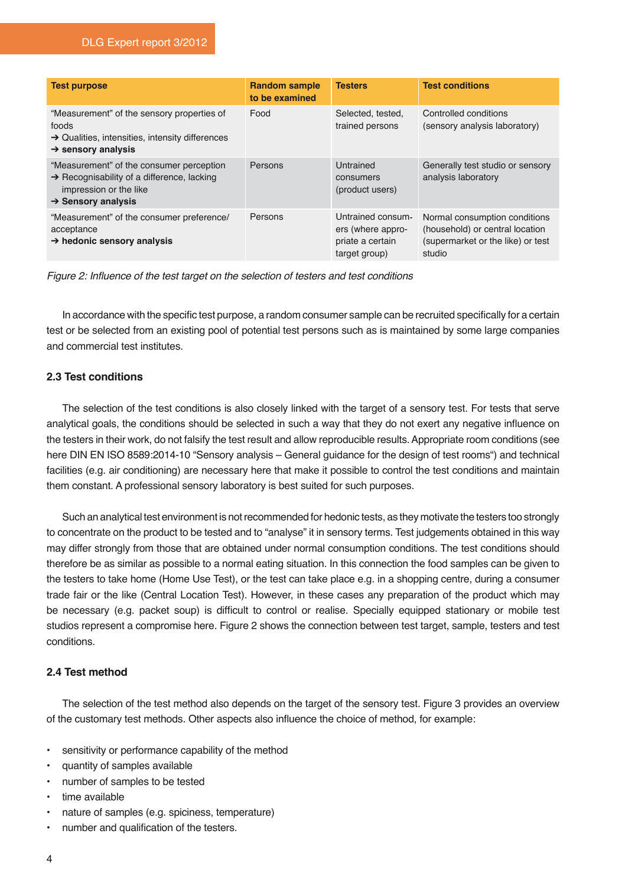| Test purpose | Random sample to be examined | Testers | Test conditions |
|---|---|---|---|
| "Measurement" of the sensory properties of foods ➔ Qualities, intensities, intensity differences ➔ **sensory analysis** | Food | Selected, tested, trained persons | Controlled conditions (sensory analysis laboratory) |
| "Measurement" of the consumer perception ➔ Recognisability of a difference, lacking impression or the like ➔ **Sensory analysis** | Persons | Untrained consumers (product users) | Generally test studio or sensory analysis laboratory |
| "Measurement" of the consumer preference/ acceptance ➔ **hedonic sensory analysis** | Persons | Untrained consumers (where appropriate a certain target group) | Normal consumption conditions (household) or central location (supermarket or the like) or test studio |

*Figure 2: Influence of the test target on the selection of testers and test conditions*

In accordance with the specific test purpose, a random consumer sample can be recruited specifically for a certain test or be selected from an existing pool of potential test persons such as is maintained by some large companies and commercial test institutes.

### 2.3 Test conditions

The selection of the test conditions is also closely linked with the target of a sensory test. For tests that serve analytical goals, the conditions should be selected in such a way that they do not exert any negative influence on the testers in their work, do not falsify the test result and allow reproducible results. Appropriate room conditions (see here DIN EN ISO 8589:2014-10 "Sensory analysis – General guidance for the design of test rooms") and technical facilities (e.g. air conditioning) are necessary here that make it possible to control the test conditions and maintain them constant. A professional sensory laboratory is best suited for such purposes.

Such an analytical test environment is not recommended for hedonic tests, as they motivate the testers too strongly to concentrate on the product to be tested and to "analyse" it in sensory terms. Test judgements obtained in this way may differ strongly from those that are obtained under normal consumption conditions. The test conditions should therefore be as similar as possible to a normal eating situation. In this connection the food samples can be given to the testers to take home (Home Use Test), or the test can take place e.g. in a shopping centre, during a consumer trade fair or the like (Central Location Test). However, in these cases any preparation of the product which may be necessary (e.g. packet soup) is difficult to control or realise. Specially equipped stationary or mobile test studios represent a compromise here. Figure 2 shows the connection between test target, sample, testers and test conditions.

### 2.4 Test method

The selection of the test method also depends on the target of the sensory test. Figure 3 provides an overview of the customary test methods. Other aspects also influence the choice of method, for example:

- sensitivity or performance capability of the method
- quantity of samples available
- number of samples to be tested
- time available
- nature of samples (e.g. spiciness, temperature)
- number and qualification of the testers.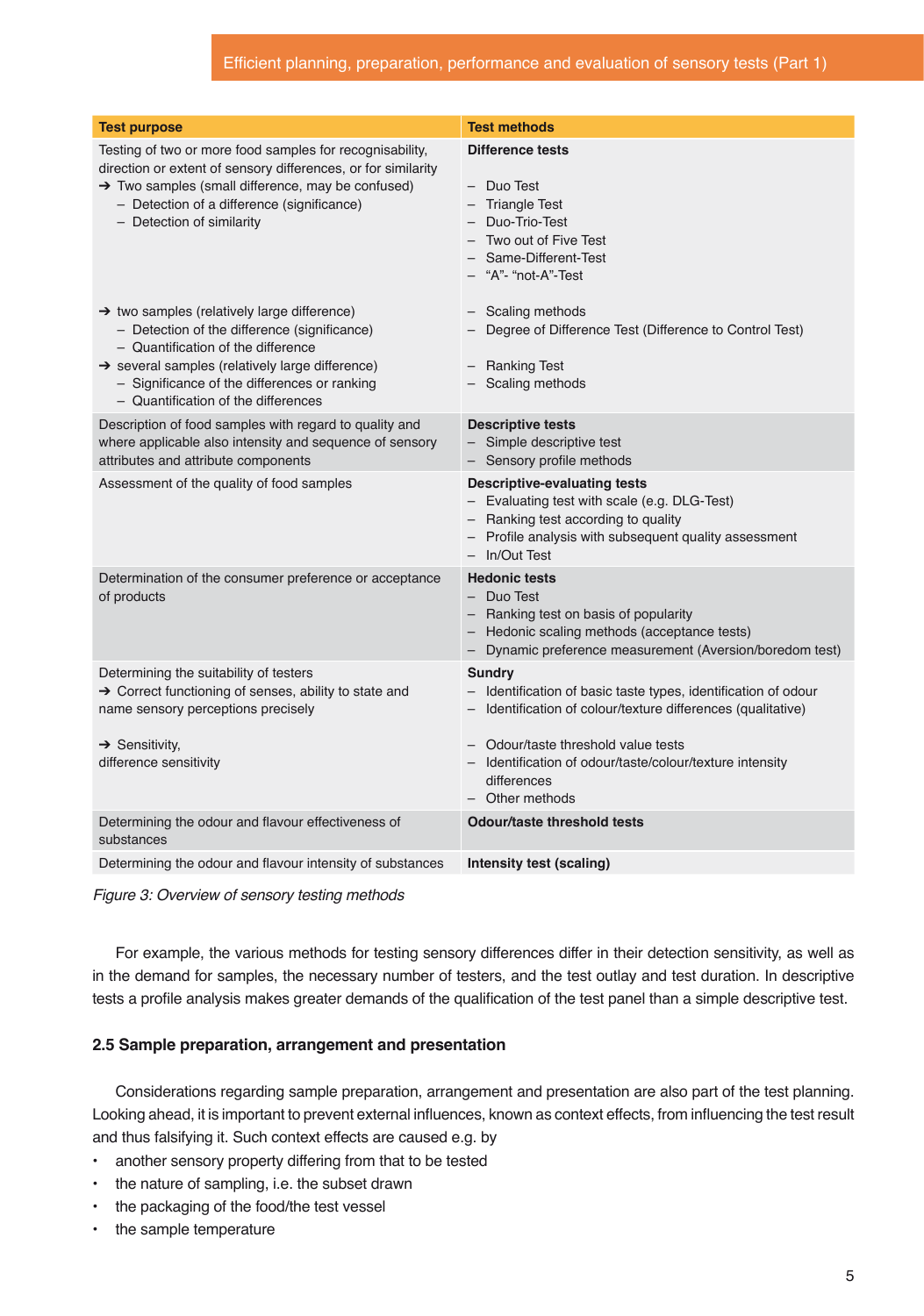| Test purpose | Test methods |
|---|---|
| Testing of two or more food samples for recognisability, direction or extent of sensory differences, or for similarity<br>➔ Two samples (small difference, may be confused)<br>– Detection of a difference (significance)<br>– Detection of similarity | **Difference tests**<br>– Duo Test<br>– Triangle Test<br>– Duo-Trio-Test<br>– Two out of Five Test<br>– Same-Different-Test<br>– “A”- “not-A”-Test |
| ➔ two samples (relatively large difference)<br>– Detection of the difference (significance)<br>– Quantification of the difference<br>➔ several samples (relatively large difference)<br>– Significance of the differences or ranking<br>– Quantification of the differences | – Scaling methods<br>– Degree of Difference Test (Difference to Control Test)<br>– Ranking Test<br>– Scaling methods |
| Description of food samples with regard to quality and where applicable also intensity and sequence of sensory attributes and attribute components | **Descriptive tests**<br>– Simple descriptive test<br>– Sensory profile methods |
| Assessment of the quality of food samples | **Descriptive-evaluating tests**<br>– Evaluating test with scale (e.g. DLG-Test)<br>– Ranking test according to quality<br>– Profile analysis with subsequent quality assessment<br>– In/Out Test |
| Determination of the consumer preference or acceptance of products | **Hedonic tests**<br>– Duo Test<br>– Ranking test on basis of popularity<br>– Hedonic scaling methods (acceptance tests)<br>– Dynamic preference measurement (Aversion/boredom test) |
| Determining the suitability of testers<br>➔ Correct functioning of senses, ability to state and name sensory perceptions precisely<br>➔ Sensitivity, difference sensitivity | **Sundry**<br>– Identification of basic taste types, identification of odour<br>– Identification of colour/texture differences (qualitative)<br>– Odour/taste threshold value tests<br>– Identification of odour/taste/colour/texture intensity differences<br>– Other methods |
| Determining the odour and flavour effectiveness of substances | **Odour/taste threshold tests** |
| Determining the odour and flavour intensity of substances | **Intensity test (scaling)** |

*Figure 3: Overview of sensory testing methods*

For example, the various methods for testing sensory differences differ in their detection sensitivity, as well as in the demand for samples, the necessary number of testers, and the test outlay and test duration. In descriptive tests a profile analysis makes greater demands of the qualification of the test panel than a simple descriptive test.

### 2.5 Sample preparation, arrangement and presentation

Considerations regarding sample preparation, arrangement and presentation are also part of the test planning. Looking ahead, it is important to prevent external influences, known as context effects, from influencing the test result and thus falsifying it. Such context effects are caused e.g. by

- another sensory property differing from that to be tested
- the nature of sampling, i.e. the subset drawn
- the packaging of the food/the test vessel
- the sample temperature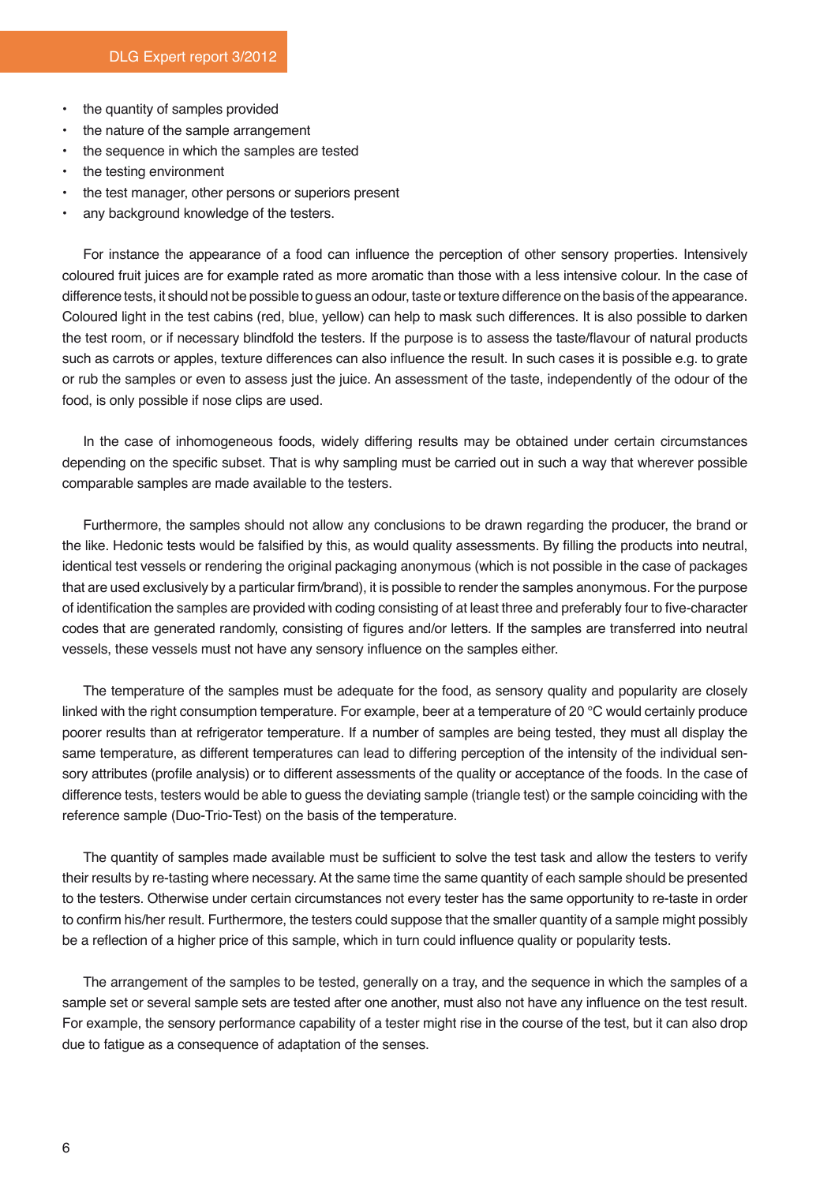- the quantity of samples provided
- the nature of the sample arrangement
- the sequence in which the samples are tested
- the testing environment
- the test manager, other persons or superiors present
- any background knowledge of the testers.

For instance the appearance of a food can influence the perception of other sensory properties. Intensively coloured fruit juices are for example rated as more aromatic than those with a less intensive colour. In the case of difference tests, it should not be possible to guess an odour, taste or texture difference on the basis of the appearance. Coloured light in the test cabins (red, blue, yellow) can help to mask such differences. It is also possible to darken the test room, or if necessary blindfold the testers. If the purpose is to assess the taste/flavour of natural products such as carrots or apples, texture differences can also influence the result. In such cases it is possible e.g. to grate or rub the samples or even to assess just the juice. An assessment of the taste, independently of the odour of the food, is only possible if nose clips are used.

In the case of inhomogeneous foods, widely differing results may be obtained under certain circumstances depending on the specific subset. That is why sampling must be carried out in such a way that wherever possible comparable samples are made available to the testers.

Furthermore, the samples should not allow any conclusions to be drawn regarding the producer, the brand or the like. Hedonic tests would be falsified by this, as would quality assessments. By filling the products into neutral, identical test vessels or rendering the original packaging anonymous (which is not possible in the case of packages that are used exclusively by a particular firm/brand), it is possible to render the samples anonymous. For the purpose of identification the samples are provided with coding consisting of at least three and preferably four to five-character codes that are generated randomly, consisting of figures and/or letters. If the samples are transferred into neutral vessels, these vessels must not have any sensory influence on the samples either.

The temperature of the samples must be adequate for the food, as sensory quality and popularity are closely linked with the right consumption temperature. For example, beer at a temperature of 20 °C would certainly produce poorer results than at refrigerator temperature. If a number of samples are being tested, they must all display the same temperature, as different temperatures can lead to differing perception of the intensity of the individual sensory attributes (profile analysis) or to different assessments of the quality or acceptance of the foods. In the case of difference tests, testers would be able to guess the deviating sample (triangle test) or the sample coinciding with the reference sample (Duo-Trio-Test) on the basis of the temperature.

The quantity of samples made available must be sufficient to solve the test task and allow the testers to verify their results by re-tasting where necessary. At the same time the same quantity of each sample should be presented to the testers. Otherwise under certain circumstances not every tester has the same opportunity to re-taste in order to confirm his/her result. Furthermore, the testers could suppose that the smaller quantity of a sample might possibly be a reflection of a higher price of this sample, which in turn could influence quality or popularity tests.

The arrangement of the samples to be tested, generally on a tray, and the sequence in which the samples of a sample set or several sample sets are tested after one another, must also not have any influence on the test result. For example, the sensory performance capability of a tester might rise in the course of the test, but it can also drop due to fatigue as a consequence of adaptation of the senses.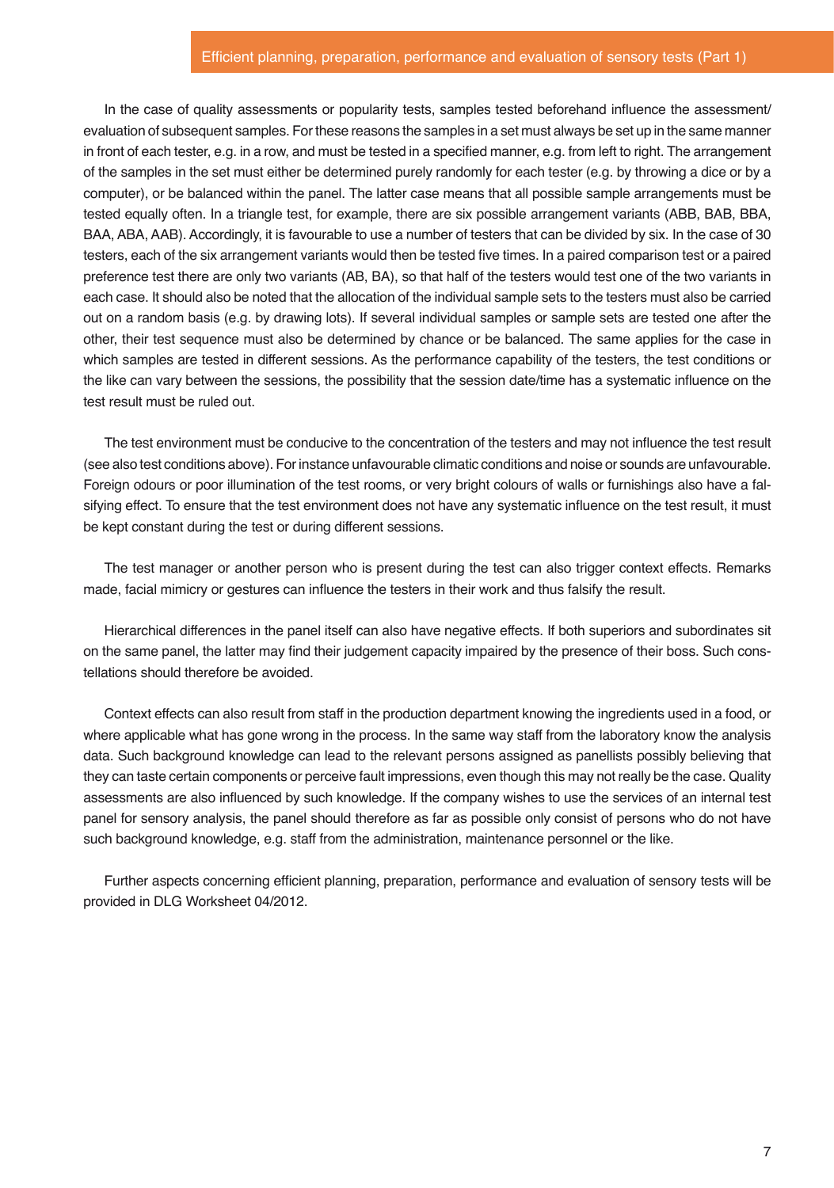In the case of quality assessments or popularity tests, samples tested beforehand influence the assessment/evaluation of subsequent samples. For these reasons the samples in a set must always be set up in the same manner in front of each tester, e.g. in a row, and must be tested in a specified manner, e.g. from left to right. The arrangement of the samples in the set must either be determined purely randomly for each tester (e.g. by throwing a dice or by a computer), or be balanced within the panel. The latter case means that all possible sample arrangements must be tested equally often. In a triangle test, for example, there are six possible arrangement variants (ABB, BAB, BBA, BAA, ABA, AAB). Accordingly, it is favourable to use a number of testers that can be divided by six. In the case of 30 testers, each of the six arrangement variants would then be tested five times. In a paired comparison test or a paired preference test there are only two variants (AB, BA), so that half of the testers would test one of the two variants in each case. It should also be noted that the allocation of the individual sample sets to the testers must also be carried out on a random basis (e.g. by drawing lots). If several individual samples or sample sets are tested one after the other, their test sequence must also be determined by chance or be balanced. The same applies for the case in which samples are tested in different sessions. As the performance capability of the testers, the test conditions or the like can vary between the sessions, the possibility that the session date/time has a systematic influence on the test result must be ruled out.

The test environment must be conducive to the concentration of the testers and may not influence the test result (see also test conditions above). For instance unfavourable climatic conditions and noise or sounds are unfavourable. Foreign odours or poor illumination of the test rooms, or very bright colours of walls or furnishings also have a falsifying effect. To ensure that the test environment does not have any systematic influence on the test result, it must be kept constant during the test or during different sessions.

The test manager or another person who is present during the test can also trigger context effects. Remarks made, facial mimicry or gestures can influence the testers in their work and thus falsify the result.

Hierarchical differences in the panel itself can also have negative effects. If both superiors and subordinates sit on the same panel, the latter may find their judgement capacity impaired by the presence of their boss. Such constellations should therefore be avoided.

Context effects can also result from staff in the production department knowing the ingredients used in a food, or where applicable what has gone wrong in the process. In the same way staff from the laboratory know the analysis data. Such background knowledge can lead to the relevant persons assigned as panellists possibly believing that they can taste certain components or perceive fault impressions, even though this may not really be the case. Quality assessments are also influenced by such knowledge. If the company wishes to use the services of an internal test panel for sensory analysis, the panel should therefore as far as possible only consist of persons who do not have such background knowledge, e.g. staff from the administration, maintenance personnel or the like.

Further aspects concerning efficient planning, preparation, performance and evaluation of sensory tests will be provided in DLG Worksheet 04/2012.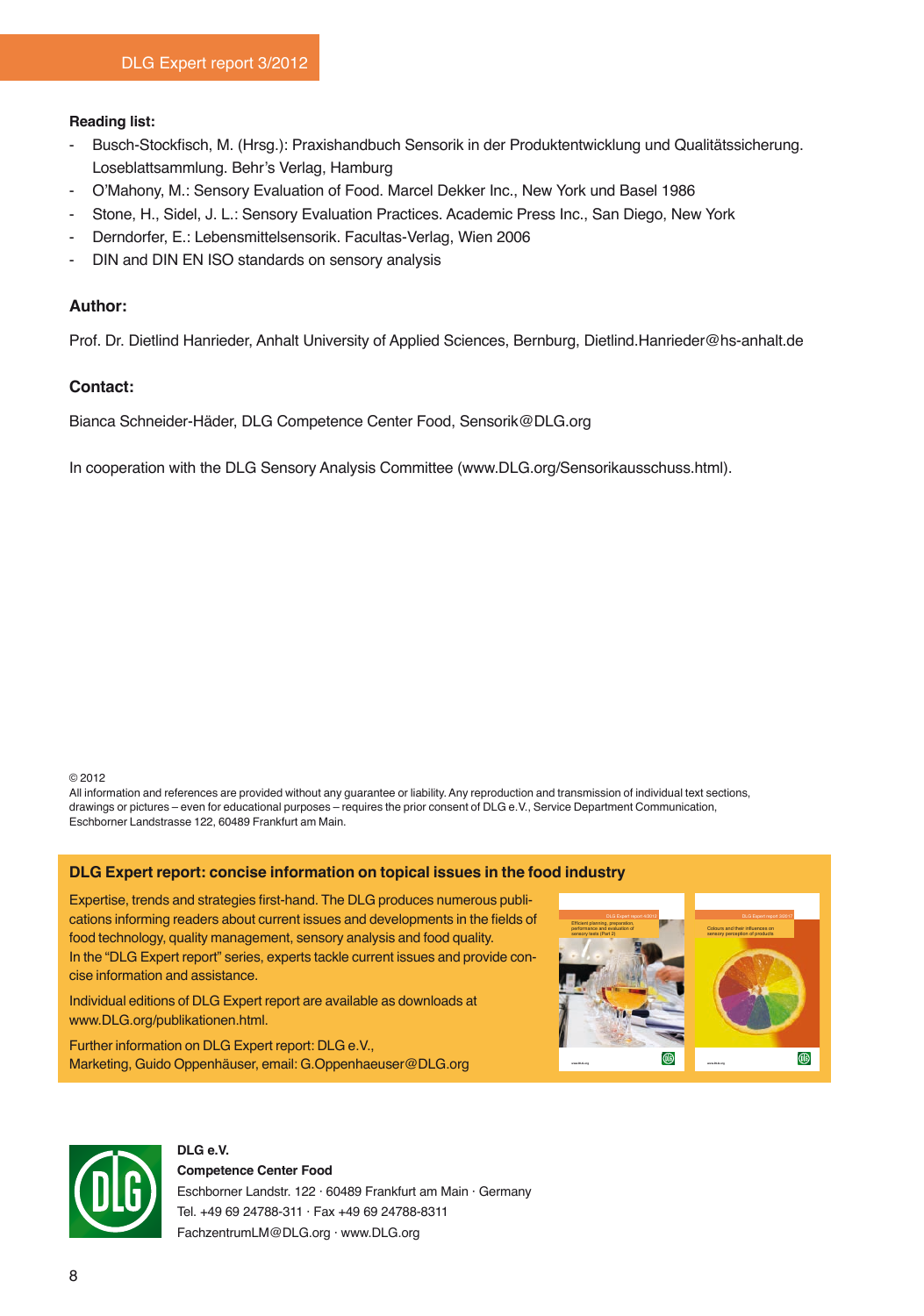**Reading list:**

- Busch-Stockfisch, M. (Hrsg.): Praxishandbuch Sensorik in der Produktentwicklung und Qualitätssicherung. Loseblattsammlung. Behr's Verlag, Hamburg
- O'Mahony, M.: Sensory Evaluation of Food. Marcel Dekker Inc., New York und Basel 1986
- Stone, H., Sidel, J. L.: Sensory Evaluation Practices. Academic Press Inc., San Diego, New York
- Derndorfer, E.: Lebensmittelsensorik. Facultas-Verlag, Wien 2006
- DIN and DIN EN ISO standards on sensory analysis

### Author:

Prof. Dr. Dietlind Hanrieder, Anhalt University of Applied Sciences, Bernburg, Dietlind.Hanrieder@hs-anhalt.de

### Contact:

Bianca Schneider-Häder, DLG Competence Center Food, Sensorik@DLG.org

In cooperation with the DLG Sensory Analysis Committee (www.DLG.org/Sensorikausschuss.html).

© 2012
All information and references are provided without any guarantee or liability. Any reproduction and transmission of individual text sections, drawings or pictures – even for educational purposes – requires the prior consent of DLG e.V., Service Department Communication, Eschborner Landstrasse 122, 60489 Frankfurt am Main.

### DLG Expert report: concise information on topical issues in the food industry

Expertise, trends and strategies first-hand. The DLG produces numerous publications informing readers about current issues and developments in the fields of food technology, quality management, sensory analysis and food quality. In the "DLG Expert report" series, experts tackle current issues and provide concise information and assistance.

Individual editions of DLG Expert report are available as downloads at www.DLG.org/publikationen.html.

Further information on DLG Expert report: DLG e.V., Marketing, Guido Oppenhäuser, email: G.Oppenhaeuser@DLG.org

**DLG e.V.**
**Competence Center Food**
Eschborner Landstr. 122 · 60489 Frankfurt am Main · Germany
Tel. +49 69 24788-311 · Fax +49 69 24788-8311
FachzentrumLM@DLG.org · www.DLG.org